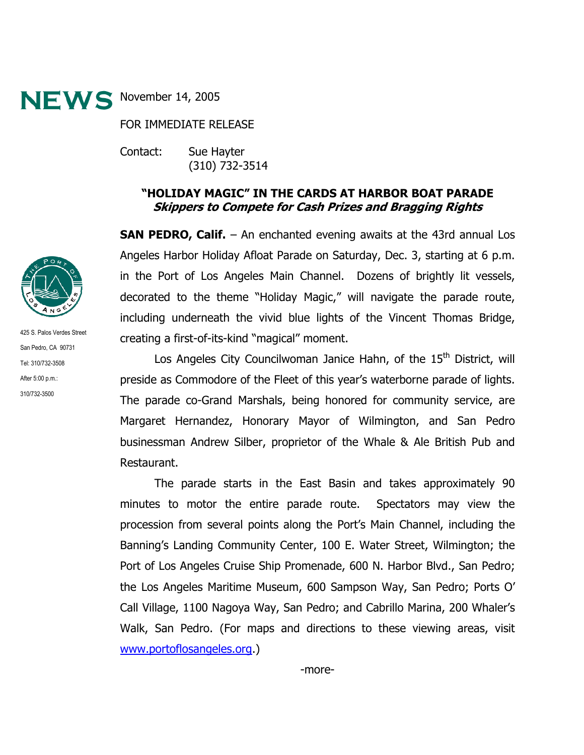# NEWS

November 14, 2005

FOR IMMEDIATE RELEASE

Contact: Sue Hayter
(310) 732-3514

425 S. Palos Verdes Street
San Pedro, CA 90731
Tel: 310/732-3508
After 5:00 p.m.:
310/732-3500

## "HOLIDAY MAGIC" IN THE CARDS AT HARBOR BOAT PARADE

***Skippers to Compete for Cash Prizes and Bragging Rights***

**SAN PEDRO, Calif.** – An enchanted evening awaits at the 43rd annual Los Angeles Harbor Holiday Afloat Parade on Saturday, Dec. 3, starting at 6 p.m. in the Port of Los Angeles Main Channel. Dozens of brightly lit vessels, decorated to the theme "Holiday Magic," will navigate the parade route, including underneath the vivid blue lights of the Vincent Thomas Bridge, creating a first-of-its-kind "magical" moment.

Los Angeles City Councilwoman Janice Hahn, of the 15th District, will preside as Commodore of the Fleet of this year's waterborne parade of lights. The parade co-Grand Marshals, being honored for community service, are Margaret Hernandez, Honorary Mayor of Wilmington, and San Pedro businessman Andrew Silber, proprietor of the Whale & Ale British Pub and Restaurant.

The parade starts in the East Basin and takes approximately 90 minutes to motor the entire parade route. Spectators may view the procession from several points along the Port's Main Channel, including the Banning's Landing Community Center, 100 E. Water Street, Wilmington; the Port of Los Angeles Cruise Ship Promenade, 600 N. Harbor Blvd., San Pedro; the Los Angeles Maritime Museum, 600 Sampson Way, San Pedro; Ports O' Call Village, 1100 Nagoya Way, San Pedro; and Cabrillo Marina, 200 Whaler's Walk, San Pedro. (For maps and directions to these viewing areas, visit www.portoflosangeles.org.)

-more-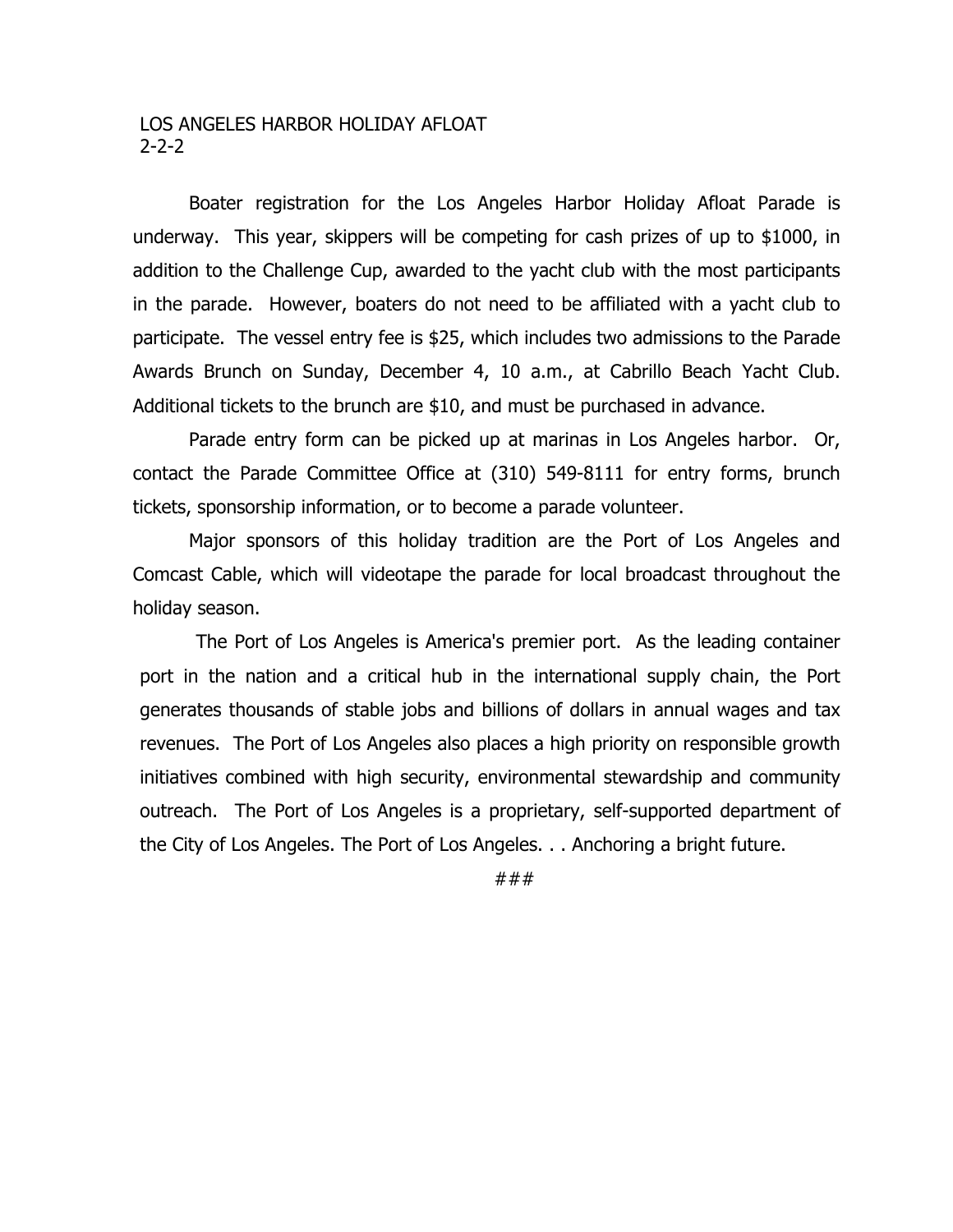Boater registration for the Los Angeles Harbor Holiday Afloat Parade is underway. This year, skippers will be competing for cash prizes of up to $1000, in addition to the Challenge Cup, awarded to the yacht club with the most participants in the parade. However, boaters do not need to be affiliated with a yacht club to participate. The vessel entry fee is $25, which includes two admissions to the Parade Awards Brunch on Sunday, December 4, 10 a.m., at Cabrillo Beach Yacht Club. Additional tickets to the brunch are $10, and must be purchased in advance.

Parade entry form can be picked up at marinas in Los Angeles harbor. Or, contact the Parade Committee Office at (310) 549-8111 for entry forms, brunch tickets, sponsorship information, or to become a parade volunteer.

Major sponsors of this holiday tradition are the Port of Los Angeles and Comcast Cable, which will videotape the parade for local broadcast throughout the holiday season.

The Port of Los Angeles is America's premier port. As the leading container port in the nation and a critical hub in the international supply chain, the Port generates thousands of stable jobs and billions of dollars in annual wages and tax revenues. The Port of Los Angeles also places a high priority on responsible growth initiatives combined with high security, environmental stewardship and community outreach. The Port of Los Angeles is a proprietary, self-supported department of the City of Los Angeles. The Port of Los Angeles. . . Anchoring a bright future.

###